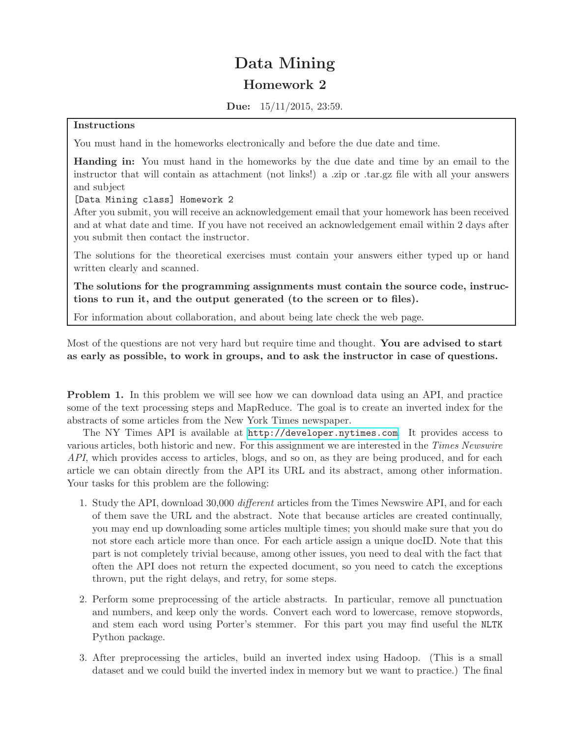# Data Mining

## Homework 2

**Due:** 15/11/2015, 23:59.

---

**Instructions**

You must hand in the homeworks electronically and before the due date and time.

**Handing in:** You must hand in the homeworks by the due date and time by an email to the instructor that will contain as attachment (not links!) a .zip or .tar.gz file with all your answers and subject

`[Data Mining class] Homework 2`

After you submit, you will receive an acknowledgement email that your homework has been received and at what date and time. If you have not received an acknowledgement email within 2 days after you submit then contact the instructor.

The solutions for the theoretical exercises must contain your answers either typed up or hand written clearly and scanned.

**The solutions for the programming assignments must contain the source code, instructions to run it, and the output generated (to the screen or to files).**

For information about collaboration, and about being late check the web page.

---

Most of the questions are not very hard but require time and thought. **You are advised to start as early as possible, to work in groups, and to ask the instructor in case of questions.**

**Problem 1.** In this problem we will see how we can download data using an API, and practice some of the text processing steps and MapReduce. The goal is to create an inverted index for the abstracts of some articles from the New York Times newspaper.

The NY Times API is available at `http://developer.nytimes.com`. It provides access to various articles, both historic and new. For this assignment we are interested in the *Times Newswire API*, which provides access to articles, blogs, and so on, as they are being produced, and for each article we can obtain directly from the API its URL and its abstract, among other information. Your tasks for this problem are the following:

1. Study the API, download 30,000 *different* articles from the Times Newswire API, and for each of them save the URL and the abstract. Note that because articles are created continually, you may end up downloading some articles multiple times; you should make sure that you do not store each article more than once. For each article assign a unique docID. Note that this part is not completely trivial because, among other issues, you need to deal with the fact that often the API does not return the expected document, so you need to catch the exceptions thrown, put the right delays, and retry, for some steps.

2. Perform some preprocessing of the article abstracts. In particular, remove all punctuation and numbers, and keep only the words. Convert each word to lowercase, remove stopwords, and stem each word using Porter's stemmer. For this part you may find useful the `NLTK` Python package.

3. After preprocessing the articles, build an inverted index using Hadoop. (This is a small dataset and we could build the inverted index in memory but we want to practice.) The final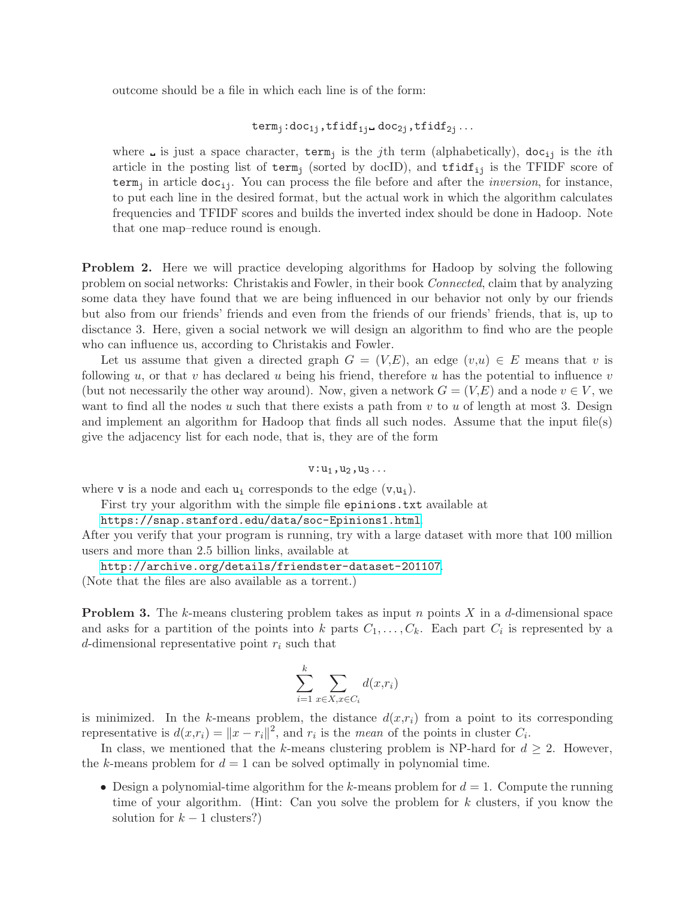outcome should be a file in which each line is of the form:

$$\texttt{term}_\texttt{j}\texttt{:doc}_{\texttt{1j}}\texttt{,tfidf}_{\texttt{1j}}\textvisiblespace\texttt{doc}_{\texttt{2j}}\texttt{,tfidf}_{\texttt{2j}}\ldots$$

where ␣ is just a space character, $\texttt{term}_\texttt{j}$ is the $j$th term (alphabetically), $\texttt{doc}_{\texttt{ij}}$ is the $i$th article in the posting list of $\texttt{term}_\texttt{j}$ (sorted by docID), and $\texttt{tfidf}_{\texttt{ij}}$ is the TFIDF score of $\texttt{term}_\texttt{j}$ in article $\texttt{doc}_{\texttt{ij}}$. You can process the file before and after the *inversion*, for instance, to put each line in the desired format, but the actual work in which the algorithm calculates frequencies and TFIDF scores and builds the inverted index should be done in Hadoop. Note that one map–reduce round is enough.

**Problem 2.** Here we will practice developing algorithms for Hadoop by solving the following problem on social networks: Christakis and Fowler, in their book *Connected*, claim that by analyzing some data they have found that we are being influenced in our behavior not only by our friends but also from our friends' friends and even from the friends of our friends' friends, that is, up to disctance 3. Here, given a social network we will design an algorithm to find who are the people who can influence us, according to Christakis and Fowler.

Let us assume that given a directed graph $G = (V,E)$, an edge $(v,u) \in E$ means that $v$ is following $u$, or that $v$ has declared $u$ being his friend, therefore $u$ has the potential to influence $v$ (but not necessarily the other way around). Now, given a network $G = (V,E)$ and a node $v \in V$, we want to find all the nodes $u$ such that there exists a path from $v$ to $u$ of length at most 3. Design and implement an algorithm for Hadoop that finds all such nodes. Assume that the input file(s) give the adjacency list for each node, that is, they are of the form

$$\texttt{v:u}_\texttt{1}\texttt{,u}_\texttt{2}\texttt{,u}_\texttt{3}\ldots$$

where $\texttt{v}$ is a node and each $\texttt{u}_\texttt{i}$ corresponds to the edge $(\texttt{v},\texttt{u}_\texttt{i})$.

First try your algorithm with the simple file `epinions.txt` available at
https://snap.stanford.edu/data/soc-Epinions1.html.
After you verify that your program is running, try with a large dataset with more that 100 million users and more than 2.5 billion links, available at
http://archive.org/details/friendster-dataset-201107.
(Note that the files are also available as a torrent.)

**Problem 3.** The $k$-means clustering problem takes as input $n$ points $X$ in a $d$-dimensional space and asks for a partition of the points into $k$ parts $C_1, \ldots, C_k$. Each part $C_i$ is represented by a $d$-dimensional representative point $r_i$ such that

$$\sum_{i=1}^{k} \sum_{x \in X, x \in C_i} d(x,r_i)$$

is minimized. In the $k$-means problem, the distance $d(x,r_i)$ from a point to its corresponding representative is $d(x,r_i) = \|x - r_i\|^2$, and $r_i$ is the *mean* of the points in cluster $C_i$.

In class, we mentioned that the $k$-means clustering problem is NP-hard for $d \geq 2$. However, the $k$-means problem for $d = 1$ can be solved optimally in polynomial time.

- Design a polynomial-time algorithm for the $k$-means problem for $d = 1$. Compute the running time of your algorithm. (Hint: Can you solve the problem for $k$ clusters, if you know the solution for $k - 1$ clusters?)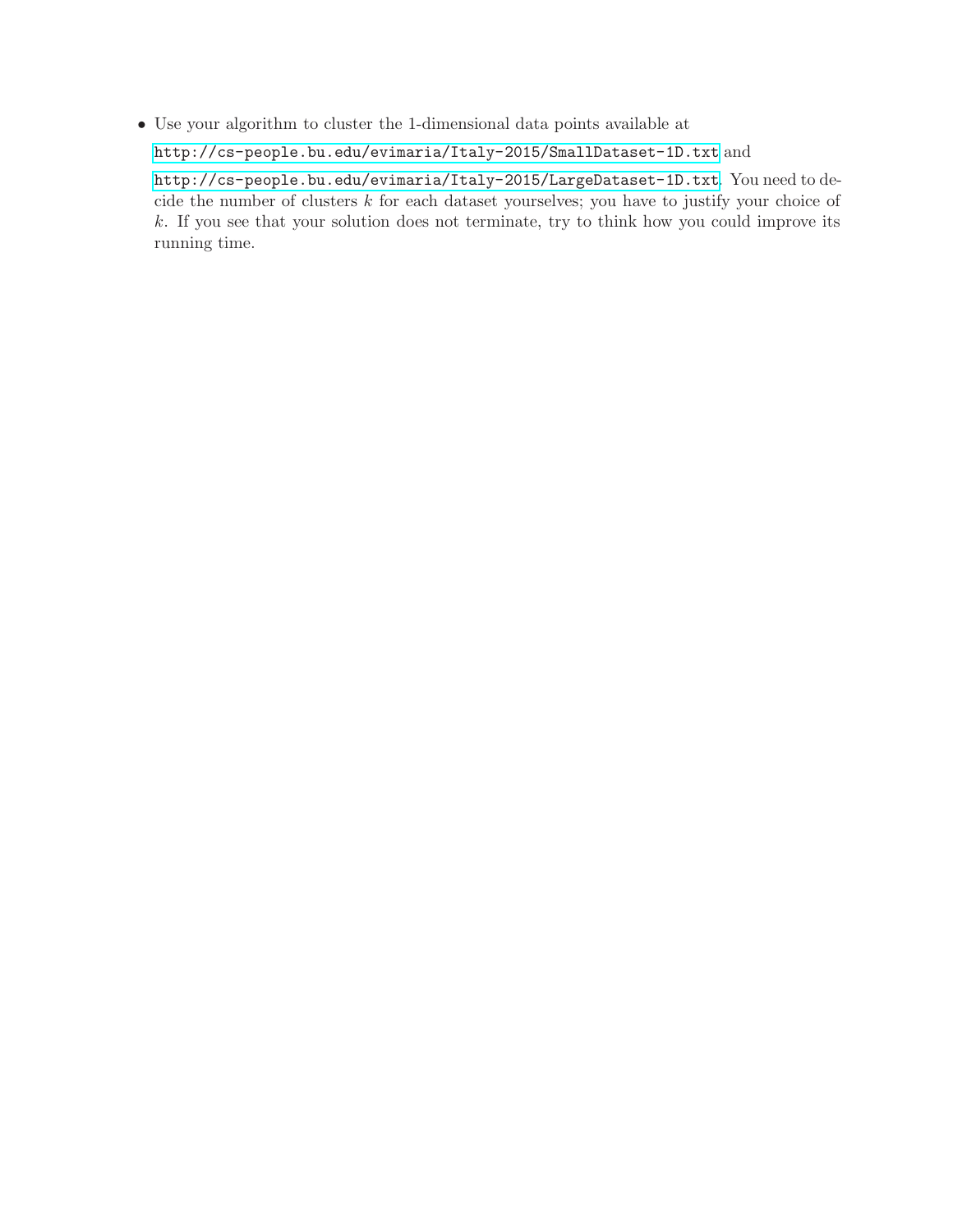- Use your algorithm to cluster the 1-dimensional data points available at `http://cs-people.bu.edu/evimaria/Italy-2015/SmallDataset-1D.txt` and `http://cs-people.bu.edu/evimaria/Italy-2015/LargeDataset-1D.txt`. You need to decide the number of clusters $k$ for each dataset yourselves; you have to justify your choice of $k$. If you see that your solution does not terminate, try to think how you could improve its running time.